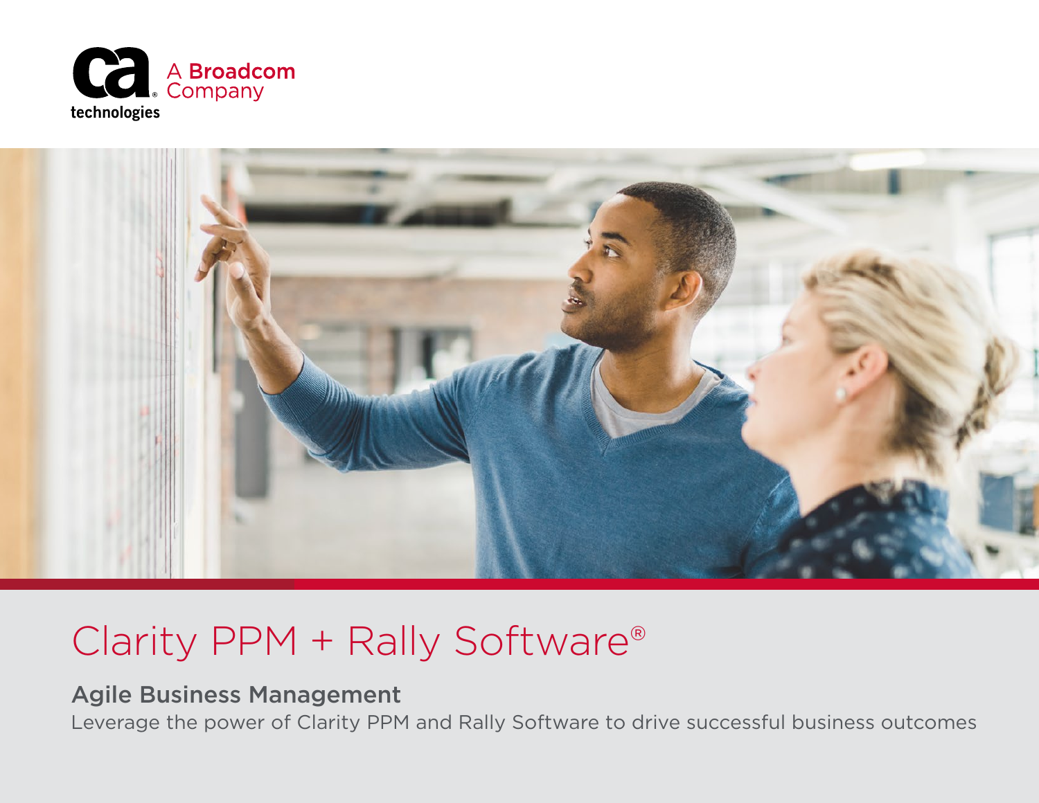ca technologies — A Broadcom Company

# Clarity PPM + Rally Software®

## Agile Business Management

Leverage the power of Clarity PPM and Rally Software to drive successful business outcomes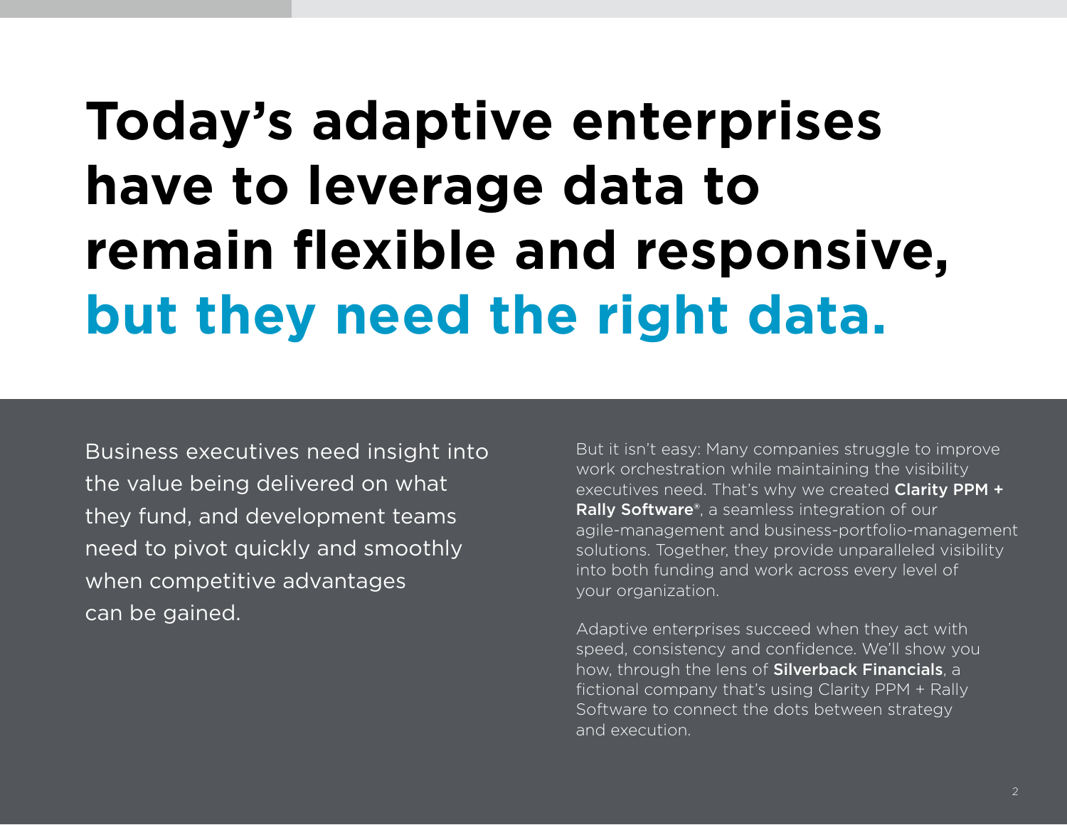# Today's adaptive enterprises have to leverage data to remain flexible and responsive, but they need the right data.

Business executives need insight into the value being delivered on what they fund, and development teams need to pivot quickly and smoothly when competitive advantages can be gained.

But it isn't easy: Many companies struggle to improve work orchestration while maintaining the visibility executives need. That's why we created **Clarity PPM + Rally Software®**, a seamless integration of our agile-management and business-portfolio-management solutions. Together, they provide unparalleled visibility into both funding and work across every level of your organization.

Adaptive enterprises succeed when they act with speed, consistency and confidence. We'll show you how, through the lens of **Silverback Financials**, a fictional company that's using Clarity PPM + Rally Software to connect the dots between strategy and execution.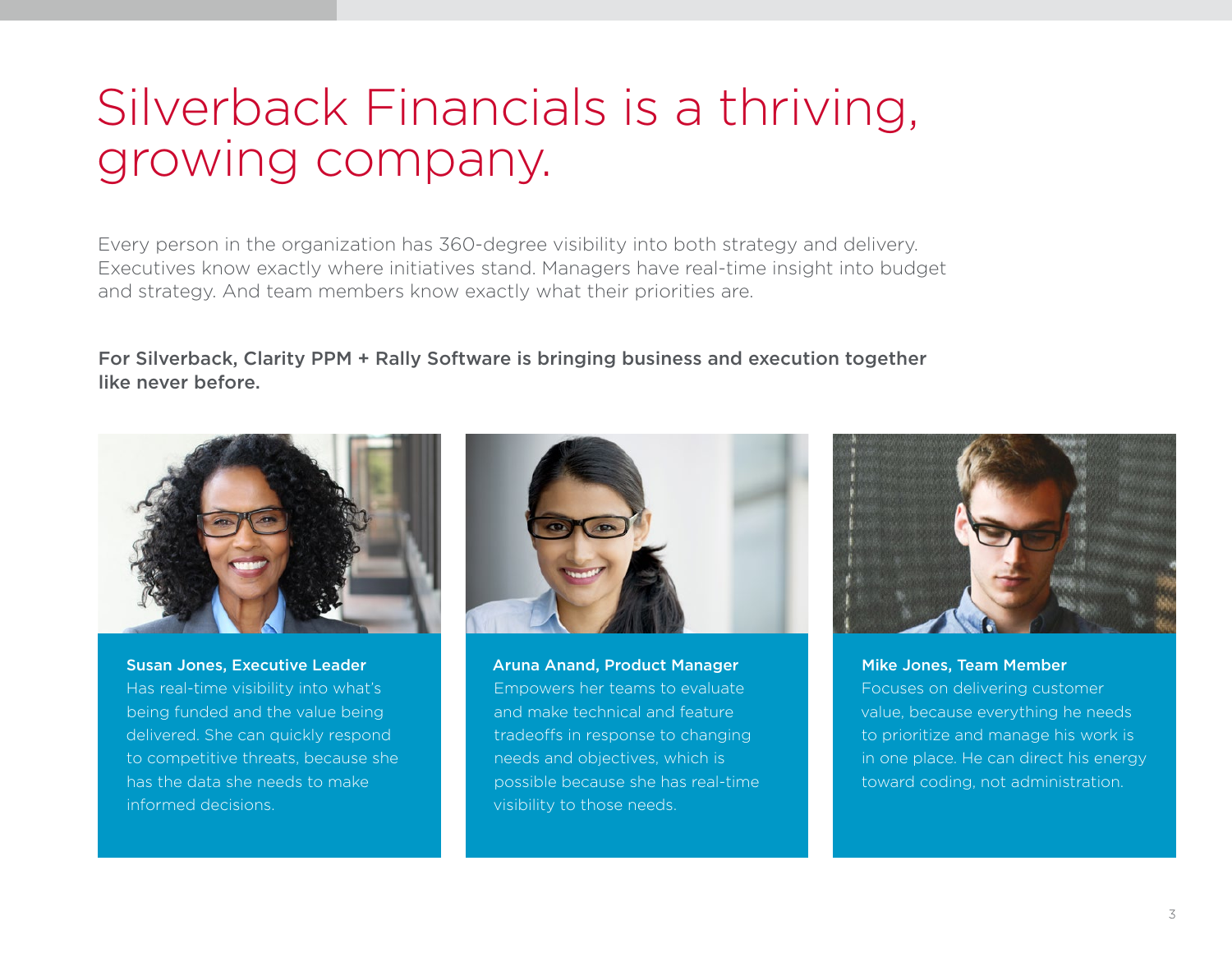# Silverback Financials is a thriving, growing company.

Every person in the organization has 360-degree visibility into both strategy and delivery. Executives know exactly where initiatives stand. Managers have real-time insight into budget and strategy. And team members know exactly what their priorities are.

**For Silverback, Clarity PPM + Rally Software is bringing business and execution together like never before.**

**Susan Jones, Executive Leader**
Has real-time visibility into what's being funded and the value being delivered. She can quickly respond to competitive threats, because she has the data she needs to make informed decisions.

**Aruna Anand, Product Manager**
Empowers her teams to evaluate and make technical and feature tradeoffs in response to changing needs and objectives, which is possible because she has real-time visibility to those needs.

**Mike Jones, Team Member**
Focuses on delivering customer value, because everything he needs to prioritize and manage his work is in one place. He can direct his energy toward coding, not administration.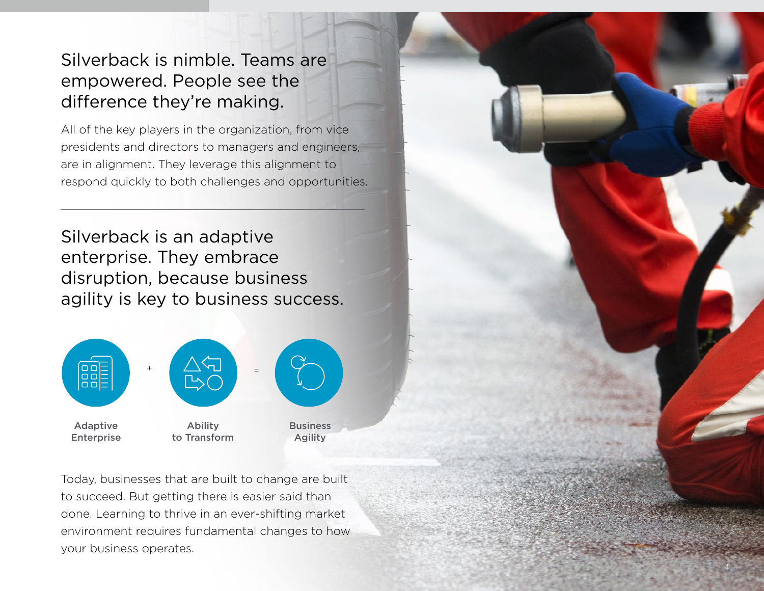## Silverback is nimble. Teams are empowered. People see the difference they're making.

All of the key players in the organization, from vice presidents and directors to managers and engineers, are in alignment. They leverage this alignment to respond quickly to both challenges and opportunities.

---

## Silverback is an adaptive enterprise. They embrace disruption, because business agility is key to business success.

Adaptive Enterprise + Ability to Transform = Business Agility

Today, businesses that are built to change are built to succeed. But getting there is easier said than done. Learning to thrive in an ever-shifting market environment requires fundamental changes to how your business operates.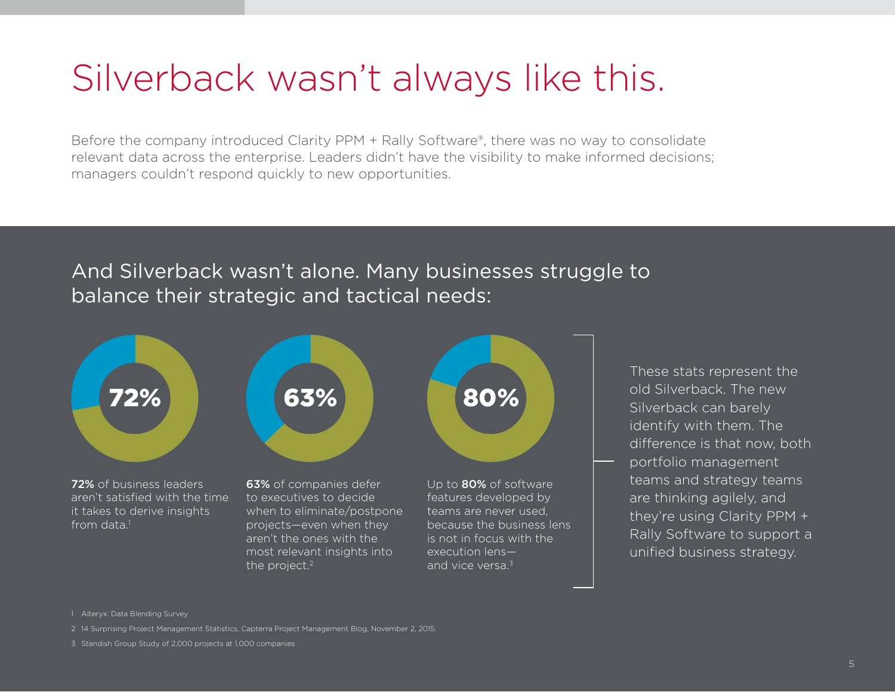# Silverback wasn't always like this.

Before the company introduced Clarity PPM + Rally Software®, there was no way to consolidate relevant data across the enterprise. Leaders didn't have the visibility to make informed decisions; managers couldn't respond quickly to new opportunities.

## And Silverback wasn't alone. Many businesses struggle to balance their strategic and tactical needs:

**72%**

**72%** of business leaders aren't satisfied with the time it takes to derive insights from data.[1]

**63%**

**63%** of companies defer to executives to decide when to eliminate/postpone projects—even when they aren't the ones with the most relevant insights into the project.[2]

**80%**

Up to **80%** of software features developed by teams are never used, because the business lens is not in focus with the execution lens—and vice versa.[3]

These stats represent the old Silverback. The new Silverback can barely identify with them. The difference is that now, both portfolio management teams and strategy teams are thinking agilely, and they're using Clarity PPM + Rally Software to support a unified business strategy.

1 Alteryx: Data Blending Survey

2 14 Surprising Project Management Statistics, Capterra Project Management Blog, November 2, 2015.

3 Standish Group Study of 2,000 projects at 1,000 companies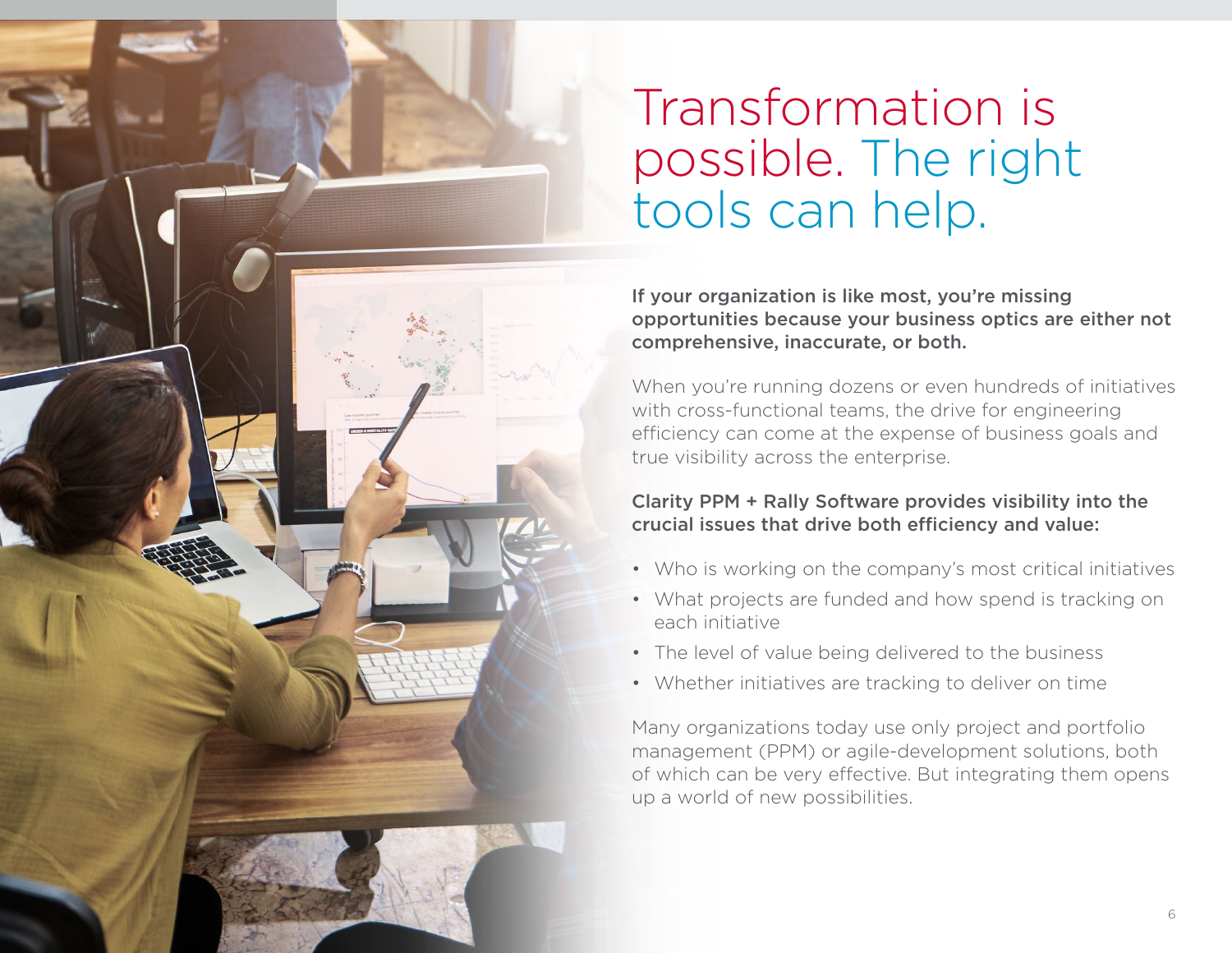# Transformation is possible. The right tools can help.

**If your organization is like most, you're missing opportunities because your business optics are either not comprehensive, inaccurate, or both.**

When you're running dozens or even hundreds of initiatives with cross-functional teams, the drive for engineering efficiency can come at the expense of business goals and true visibility across the enterprise.

**Clarity PPM + Rally Software provides visibility into the crucial issues that drive both efficiency and value:**

- Who is working on the company's most critical initiatives
- What projects are funded and how spend is tracking on each initiative
- The level of value being delivered to the business
- Whether initiatives are tracking to deliver on time

Many organizations today use only project and portfolio management (PPM) or agile-development solutions, both of which can be very effective. But integrating them opens up a world of new possibilities.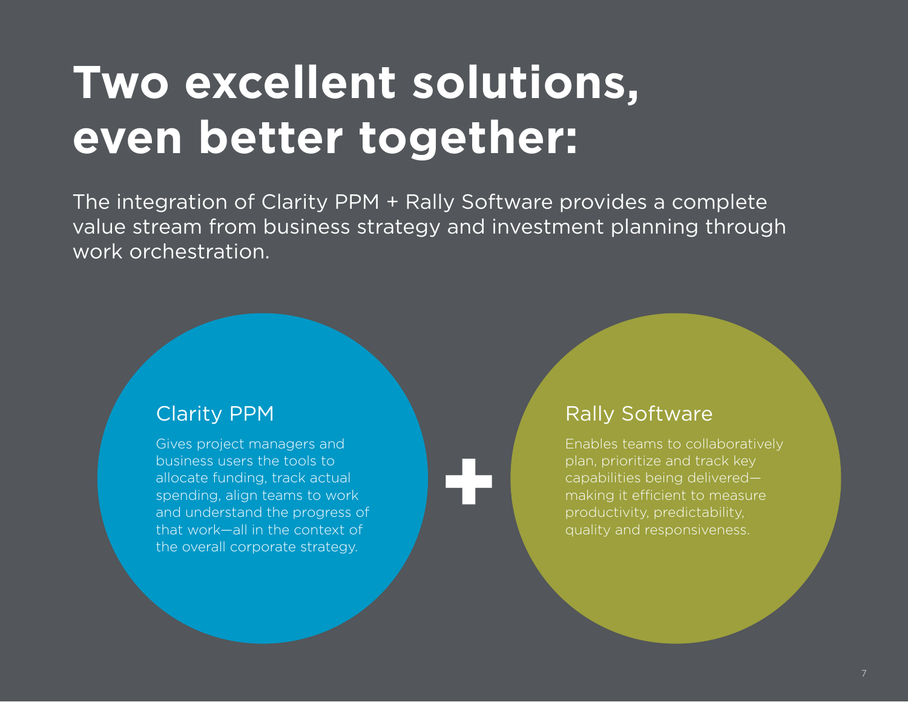# Two excellent solutions, even better together:

The integration of Clarity PPM + Rally Software provides a complete value stream from business strategy and investment planning through work orchestration.

## Clarity PPM

Gives project managers and business users the tools to allocate funding, track actual spending, align teams to work and understand the progress of that work—all in the context of the overall corporate strategy.

+

## Rally Software

Enables teams to collaboratively plan, prioritize and track key capabilities being delivered—making it efficient to measure productivity, predictability, quality and responsiveness.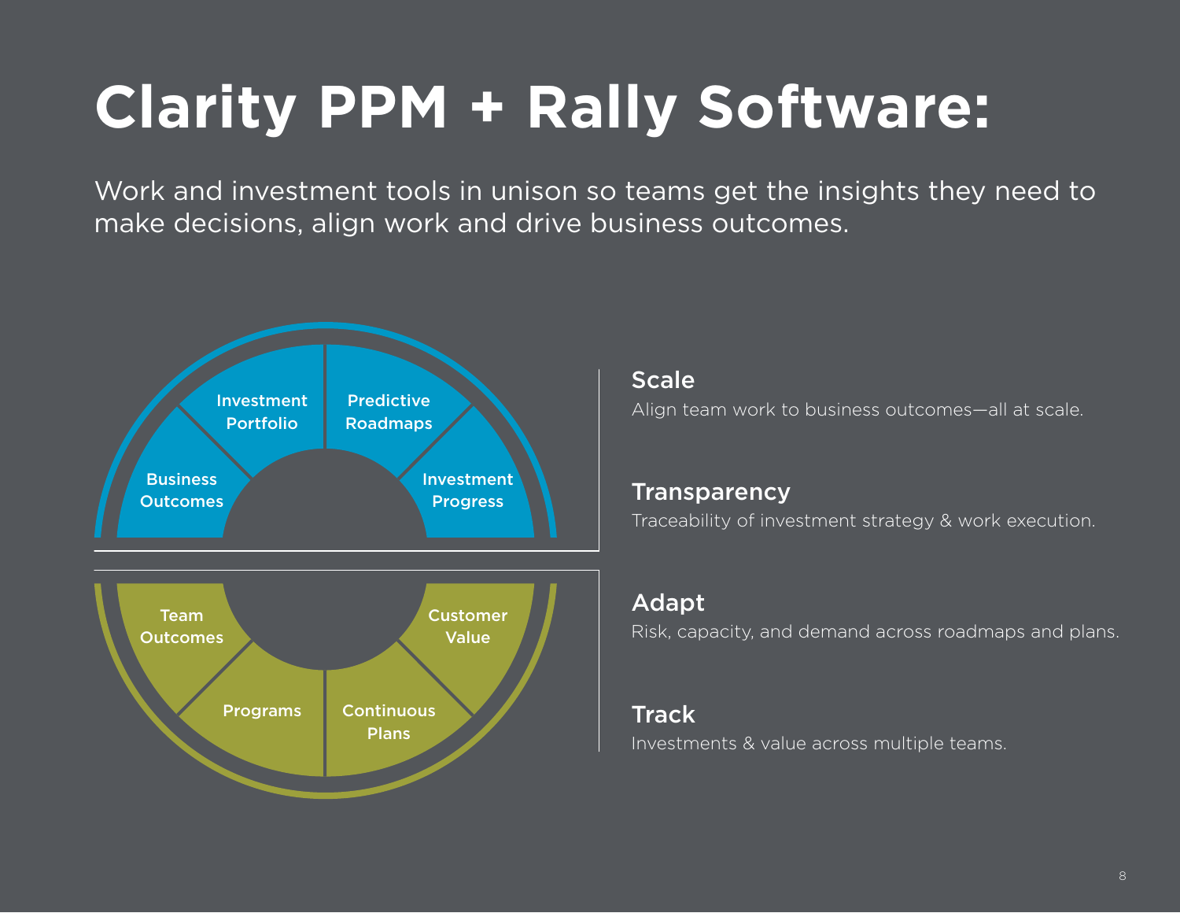# Clarity PPM + Rally Software:

Work and investment tools in unison so teams get the insights they need to make decisions, align work and drive business outcomes.

Business Outcomes

Investment Portfolio

Predictive Roadmaps

Investment Progress

Team Outcomes

Programs

Continuous Plans

Customer Value

### Scale

Align team work to business outcomes—all at scale.

### Transparency

Traceability of investment strategy & work execution.

### Adapt

Risk, capacity, and demand across roadmaps and plans.

### Track

Investments & value across multiple teams.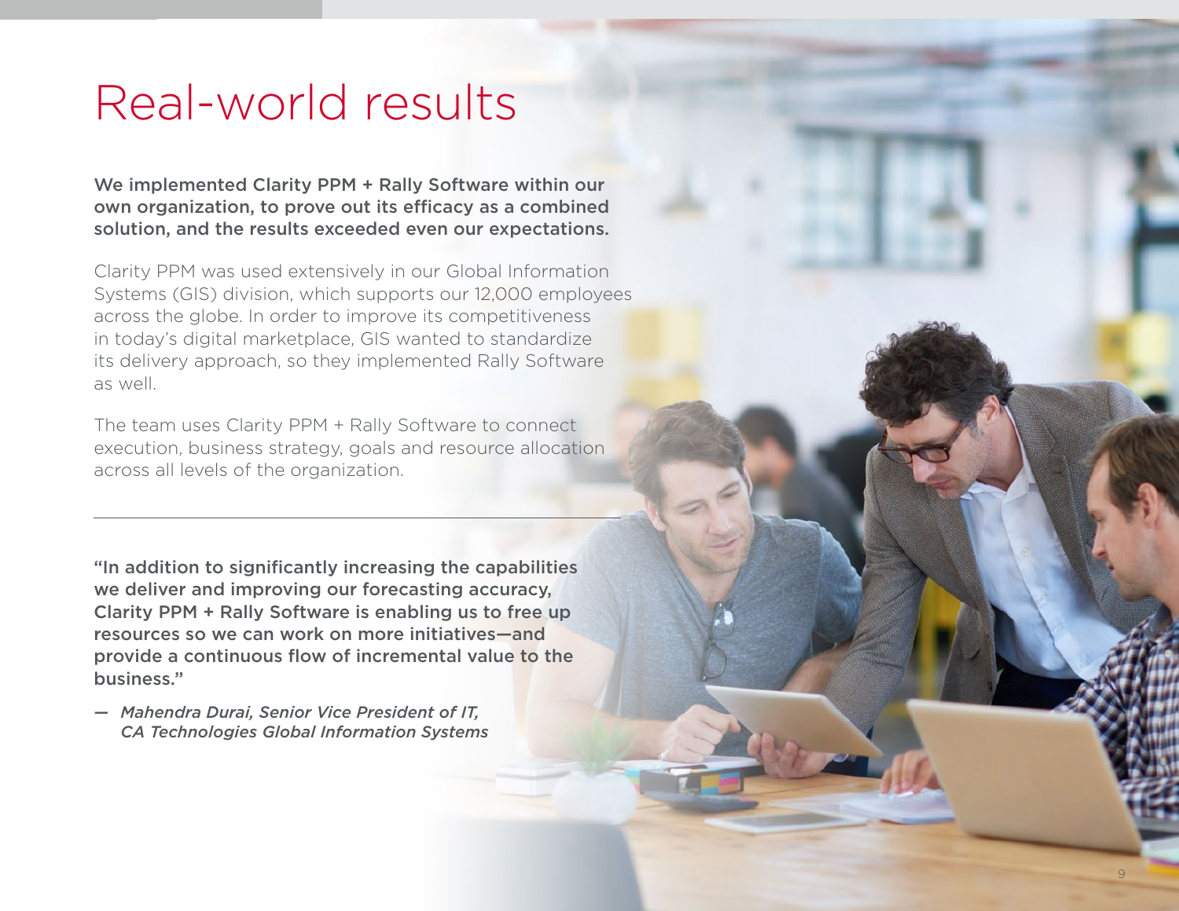# Real-world results

**We implemented Clarity PPM + Rally Software within our own organization, to prove out its efficacy as a combined solution, and the results exceeded even our expectations.**

Clarity PPM was used extensively in our Global Information Systems (GIS) division, which supports our 12,000 employees across the globe. In order to improve its competitiveness in today's digital marketplace, GIS wanted to standardize its delivery approach, so they implemented Rally Software as well.

The team uses Clarity PPM + Rally Software to connect execution, business strategy, goals and resource allocation across all levels of the organization.

---

**"In addition to significantly increasing the capabilities we deliver and improving our forecasting accuracy, Clarity PPM + Rally Software is enabling us to free up resources so we can work on more initiatives—and provide a continuous flow of incremental value to the business."**

*— Mahendra Durai, Senior Vice President of IT, CA Technologies Global Information Systems*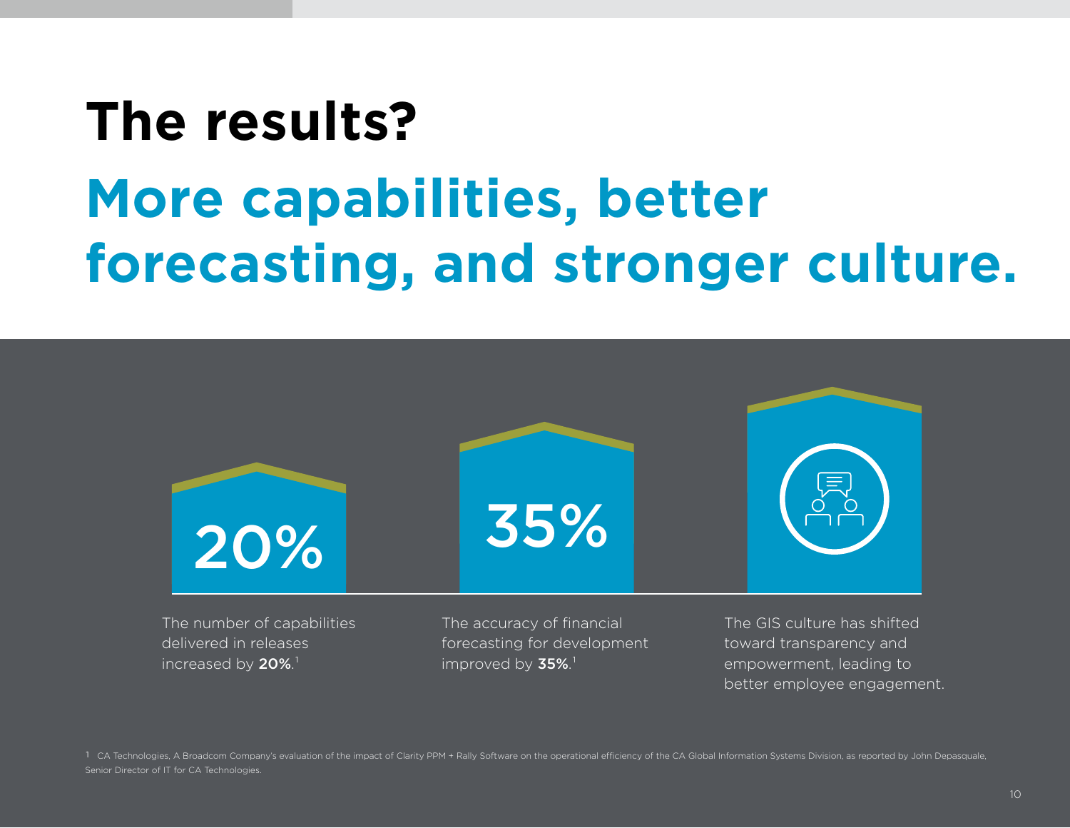# The results?

## More capabilities, better forecasting, and stronger culture.

20%

The number of capabilities delivered in releases increased by **20%**.[1]

35%

The accuracy of financial forecasting for development improved by **35%**.[1]

The GIS culture has shifted toward transparency and empowerment, leading to better employee engagement.

[1] CA Technologies, A Broadcom Company's evaluation of the impact of Clarity PPM + Rally Software on the operational efficiency of the CA Global Information Systems Division, as reported by John Depasquale, Senior Director of IT for CA Technologies.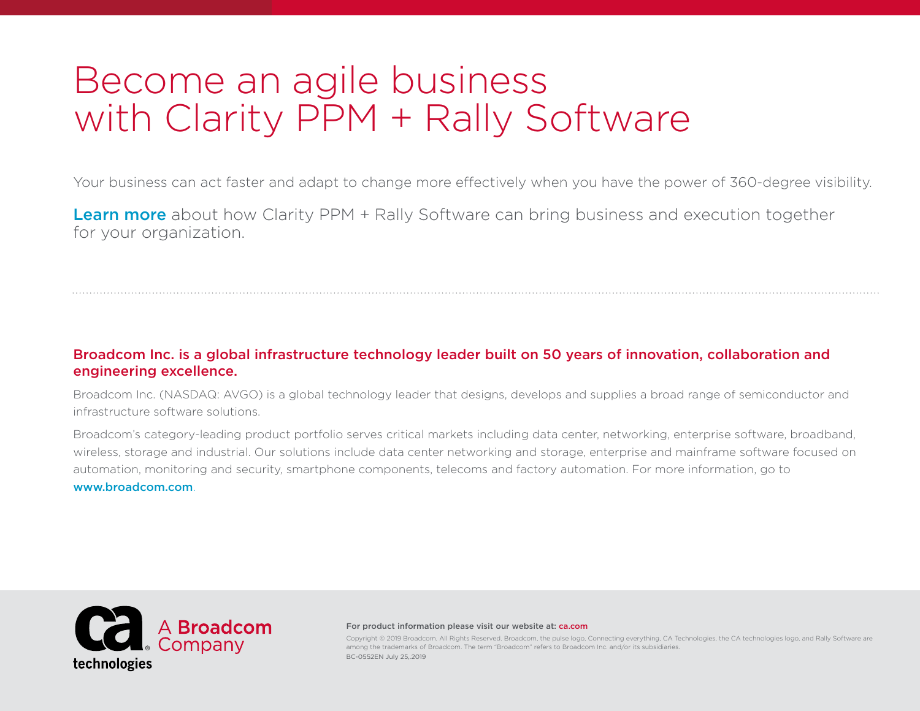# Become an agile business with Clarity PPM + Rally Software

Your business can act faster and adapt to change more effectively when you have the power of 360-degree visibility.

**Learn more** about how Clarity PPM + Rally Software can bring business and execution together for your organization.

---

**Broadcom Inc. is a global infrastructure technology leader built on 50 years of innovation, collaboration and engineering excellence.**

Broadcom Inc. (NASDAQ: AVGO) is a global technology leader that designs, develops and supplies a broad range of semiconductor and infrastructure software solutions.

Broadcom's category-leading product portfolio serves critical markets including data center, networking, enterprise software, broadband, wireless, storage and industrial. Our solutions include data center networking and storage, enterprise and mainframe software focused on automation, monitoring and security, smartphone components, telecoms and factory automation. For more information, go to www.broadcom.com.

ca technologies A **Broadcom** Company

**For product information please visit our website at: ca.com**

Copyright © 2019 Broadcom. All Rights Reserved. Broadcom, the pulse logo, Connecting everything, CA Technologies, the CA technologies logo, and Rally Software are among the trademarks of Broadcom. The term "Broadcom" refers to Broadcom Inc. and/or its subsidiaries.

BC-0552EN July 25,.2019